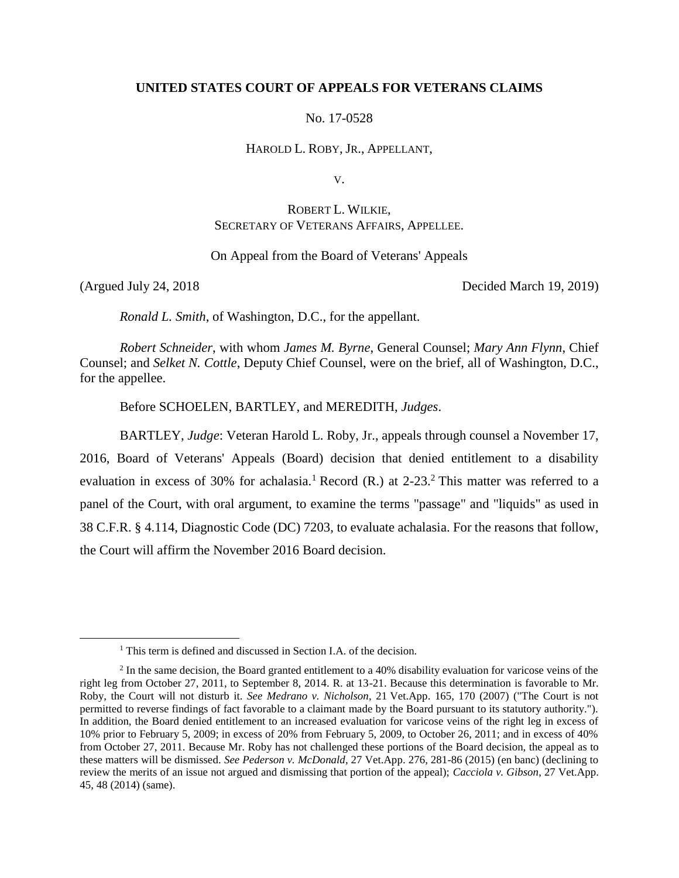**UNITED STATES COURT OF APPEALS FOR VETERANS CLAIMS**

No. 17-0528

HAROLD L. ROBY, JR., APPELLANT,

V.

ROBERT L. WILKIE,
SECRETARY OF VETERANS AFFAIRS, APPELLEE.

On Appeal from the Board of Veterans' Appeals

(Argued July 24, 2018 Decided March 19, 2019)

*Ronald L. Smith*, of Washington, D.C., for the appellant.

*Robert Schneider*, with whom *James M. Byrne*, General Counsel; *Mary Ann Flynn*, Chief Counsel; and *Selket N. Cottle*, Deputy Chief Counsel, were on the brief, all of Washington, D.C., for the appellee.

Before SCHOELEN, BARTLEY, and MEREDITH, *Judges*.

BARTLEY, *Judge*: Veteran Harold L. Roby, Jr., appeals through counsel a November 17, 2016, Board of Veterans' Appeals (Board) decision that denied entitlement to a disability evaluation in excess of 30% for achalasia.[1] Record (R.) at 2-23.[2] This matter was referred to a panel of the Court, with oral argument, to examine the terms "passage" and "liquids" as used in 38 C.F.R. § 4.114, Diagnostic Code (DC) 7203, to evaluate achalasia. For the reasons that follow, the Court will affirm the November 2016 Board decision.

---

[1] This term is defined and discussed in Section I.A. of the decision.

[2] In the same decision, the Board granted entitlement to a 40% disability evaluation for varicose veins of the right leg from October 27, 2011, to September 8, 2014. R. at 13-21. Because this determination is favorable to Mr. Roby, the Court will not disturb it. *See Medrano v. Nicholson*, 21 Vet.App. 165, 170 (2007) ("The Court is not permitted to reverse findings of fact favorable to a claimant made by the Board pursuant to its statutory authority."). In addition, the Board denied entitlement to an increased evaluation for varicose veins of the right leg in excess of 10% prior to February 5, 2009; in excess of 20% from February 5, 2009, to October 26, 2011; and in excess of 40% from October 27, 2011. Because Mr. Roby has not challenged these portions of the Board decision, the appeal as to these matters will be dismissed. *See Pederson v. McDonald*, 27 Vet.App. 276, 281-86 (2015) (en banc) (declining to review the merits of an issue not argued and dismissing that portion of the appeal); *Cacciola v. Gibson*, 27 Vet.App. 45, 48 (2014) (same).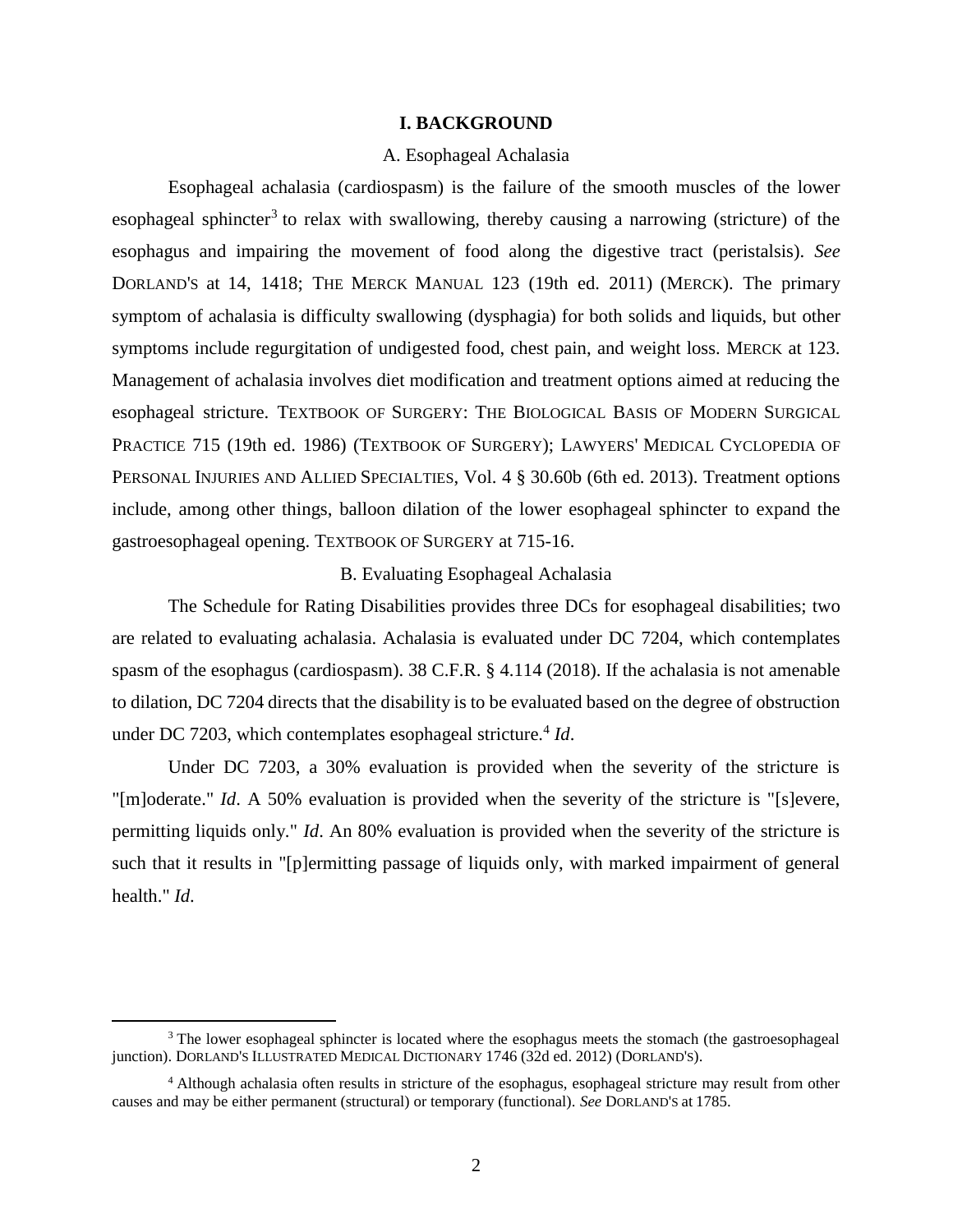## I. BACKGROUND

### A. Esophageal Achalasia

Esophageal achalasia (cardiospasm) is the failure of the smooth muscles of the lower esophageal sphincter[3] to relax with swallowing, thereby causing a narrowing (stricture) of the esophagus and impairing the movement of food along the digestive tract (peristalsis). *See* DORLAND'S at 14, 1418; THE MERCK MANUAL 123 (19th ed. 2011) (MERCK). The primary symptom of achalasia is difficulty swallowing (dysphagia) for both solids and liquids, but other symptoms include regurgitation of undigested food, chest pain, and weight loss. MERCK at 123. Management of achalasia involves diet modification and treatment options aimed at reducing the esophageal stricture. TEXTBOOK OF SURGERY: THE BIOLOGICAL BASIS OF MODERN SURGICAL PRACTICE 715 (19th ed. 1986) (TEXTBOOK OF SURGERY); LAWYERS' MEDICAL CYCLOPEDIA OF PERSONAL INJURIES AND ALLIED SPECIALTIES, Vol. 4 § 30.60b (6th ed. 2013). Treatment options include, among other things, balloon dilation of the lower esophageal sphincter to expand the gastroesophageal opening. TEXTBOOK OF SURGERY at 715-16.

### B. Evaluating Esophageal Achalasia

The Schedule for Rating Disabilities provides three DCs for esophageal disabilities; two are related to evaluating achalasia. Achalasia is evaluated under DC 7204, which contemplates spasm of the esophagus (cardiospasm). 38 C.F.R. § 4.114 (2018). If the achalasia is not amenable to dilation, DC 7204 directs that the disability is to be evaluated based on the degree of obstruction under DC 7203, which contemplates esophageal stricture.[4] *Id*.

Under DC 7203, a 30% evaluation is provided when the severity of the stricture is "[m]oderate." *Id*. A 50% evaluation is provided when the severity of the stricture is "[s]evere, permitting liquids only." *Id*. An 80% evaluation is provided when the severity of the stricture is such that it results in "[p]ermitting passage of liquids only, with marked impairment of general health." *Id*.

---

[3] The lower esophageal sphincter is located where the esophagus meets the stomach (the gastroesophageal junction). DORLAND'S ILLUSTRATED MEDICAL DICTIONARY 1746 (32d ed. 2012) (DORLAND'S).

[4] Although achalasia often results in stricture of the esophagus, esophageal stricture may result from other causes and may be either permanent (structural) or temporary (functional). *See* DORLAND'S at 1785.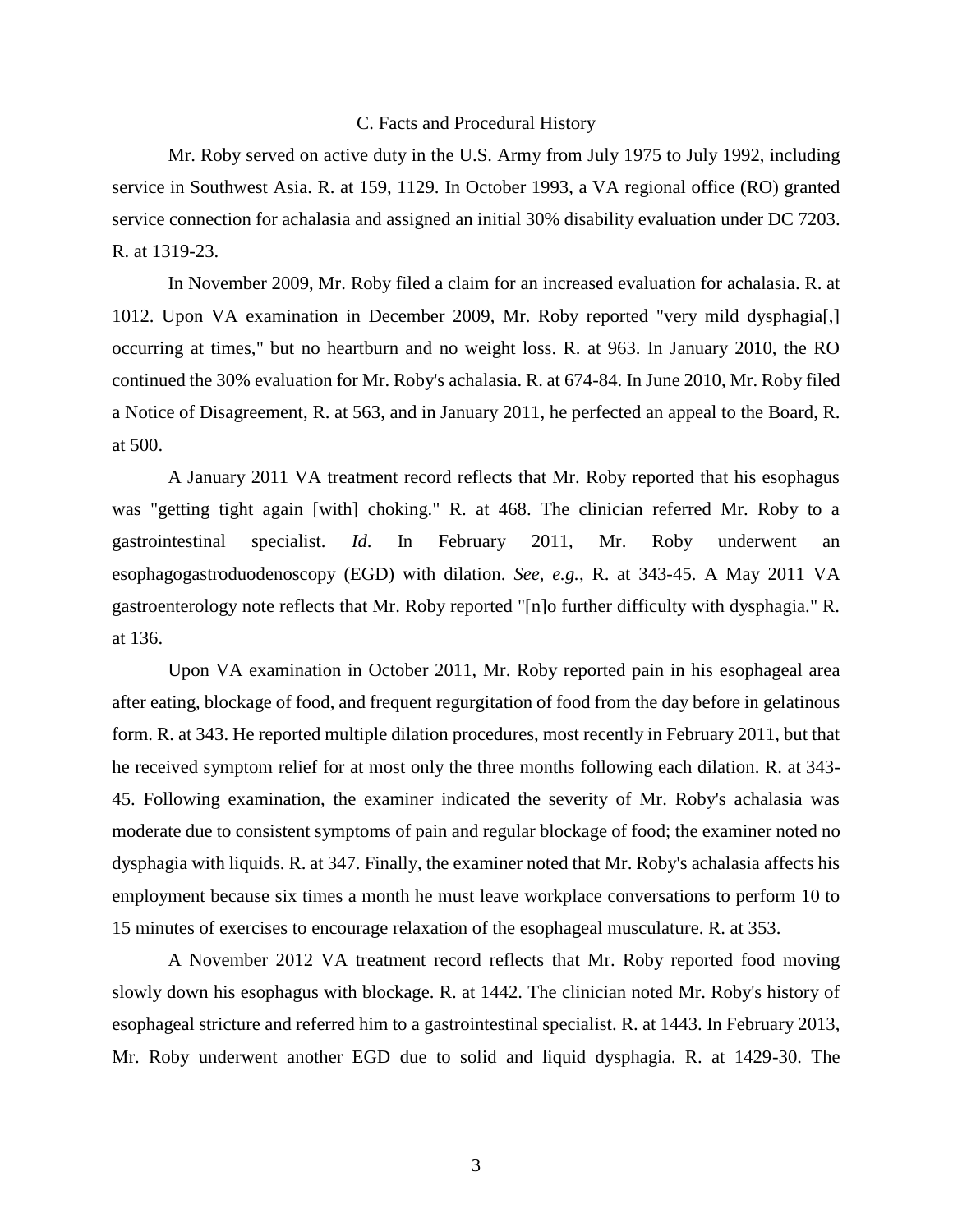### C. Facts and Procedural History

Mr. Roby served on active duty in the U.S. Army from July 1975 to July 1992, including service in Southwest Asia. R. at 159, 1129. In October 1993, a VA regional office (RO) granted service connection for achalasia and assigned an initial 30% disability evaluation under DC 7203. R. at 1319-23.

In November 2009, Mr. Roby filed a claim for an increased evaluation for achalasia. R. at 1012. Upon VA examination in December 2009, Mr. Roby reported "very mild dysphagia[,] occurring at times," but no heartburn and no weight loss. R. at 963. In January 2010, the RO continued the 30% evaluation for Mr. Roby's achalasia. R. at 674-84. In June 2010, Mr. Roby filed a Notice of Disagreement, R. at 563, and in January 2011, he perfected an appeal to the Board, R. at 500.

A January 2011 VA treatment record reflects that Mr. Roby reported that his esophagus was "getting tight again [with] choking." R. at 468. The clinician referred Mr. Roby to a gastrointestinal specialist. *Id*. In February 2011, Mr. Roby underwent an esophagogastroduodenoscopy (EGD) with dilation. *See, e.g.*, R. at 343-45. A May 2011 VA gastroenterology note reflects that Mr. Roby reported "[n]o further difficulty with dysphagia." R. at 136.

Upon VA examination in October 2011, Mr. Roby reported pain in his esophageal area after eating, blockage of food, and frequent regurgitation of food from the day before in gelatinous form. R. at 343. He reported multiple dilation procedures, most recently in February 2011, but that he received symptom relief for at most only the three months following each dilation. R. at 343-45. Following examination, the examiner indicated the severity of Mr. Roby's achalasia was moderate due to consistent symptoms of pain and regular blockage of food; the examiner noted no dysphagia with liquids. R. at 347. Finally, the examiner noted that Mr. Roby's achalasia affects his employment because six times a month he must leave workplace conversations to perform 10 to 15 minutes of exercises to encourage relaxation of the esophageal musculature. R. at 353.

A November 2012 VA treatment record reflects that Mr. Roby reported food moving slowly down his esophagus with blockage. R. at 1442. The clinician noted Mr. Roby's history of esophageal stricture and referred him to a gastrointestinal specialist. R. at 1443. In February 2013, Mr. Roby underwent another EGD due to solid and liquid dysphagia. R. at 1429-30. The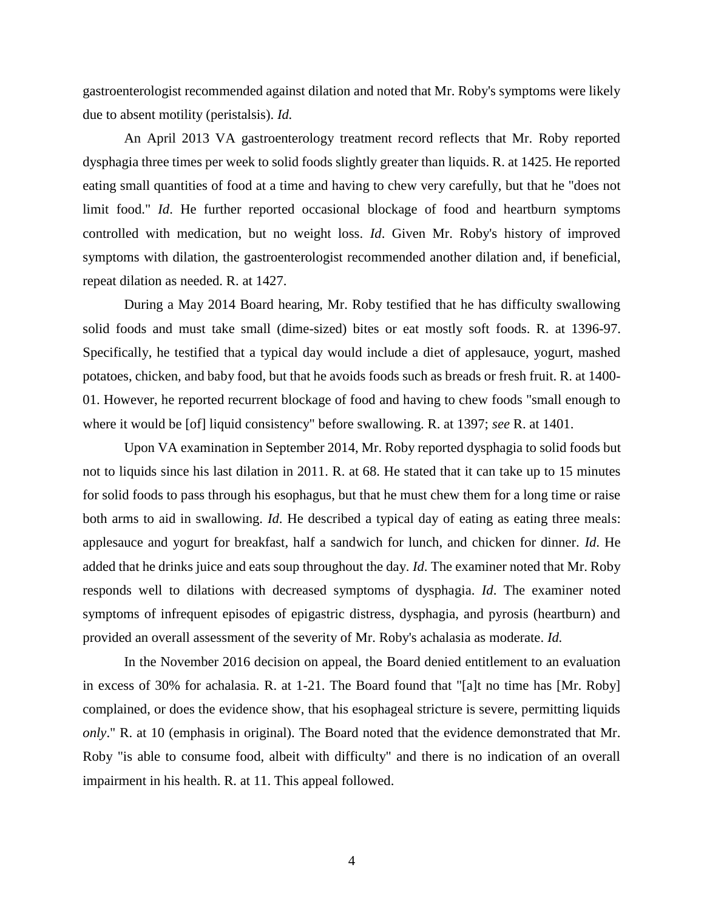gastroenterologist recommended against dilation and noted that Mr. Roby's symptoms were likely due to absent motility (peristalsis). *Id.*

An April 2013 VA gastroenterology treatment record reflects that Mr. Roby reported dysphagia three times per week to solid foods slightly greater than liquids. R. at 1425. He reported eating small quantities of food at a time and having to chew very carefully, but that he "does not limit food." *Id*. He further reported occasional blockage of food and heartburn symptoms controlled with medication, but no weight loss. *Id*. Given Mr. Roby's history of improved symptoms with dilation, the gastroenterologist recommended another dilation and, if beneficial, repeat dilation as needed. R. at 1427.

During a May 2014 Board hearing, Mr. Roby testified that he has difficulty swallowing solid foods and must take small (dime-sized) bites or eat mostly soft foods. R. at 1396-97. Specifically, he testified that a typical day would include a diet of applesauce, yogurt, mashed potatoes, chicken, and baby food, but that he avoids foods such as breads or fresh fruit. R. at 1400-01. However, he reported recurrent blockage of food and having to chew foods "small enough to where it would be [of] liquid consistency" before swallowing. R. at 1397; *see* R. at 1401.

Upon VA examination in September 2014, Mr. Roby reported dysphagia to solid foods but not to liquids since his last dilation in 2011. R. at 68. He stated that it can take up to 15 minutes for solid foods to pass through his esophagus, but that he must chew them for a long time or raise both arms to aid in swallowing. *Id*. He described a typical day of eating as eating three meals: applesauce and yogurt for breakfast, half a sandwich for lunch, and chicken for dinner. *Id*. He added that he drinks juice and eats soup throughout the day. *Id*. The examiner noted that Mr. Roby responds well to dilations with decreased symptoms of dysphagia. *Id*. The examiner noted symptoms of infrequent episodes of epigastric distress, dysphagia, and pyrosis (heartburn) and provided an overall assessment of the severity of Mr. Roby's achalasia as moderate. *Id.*

In the November 2016 decision on appeal, the Board denied entitlement to an evaluation in excess of 30% for achalasia. R. at 1-21. The Board found that "[a]t no time has [Mr. Roby] complained, or does the evidence show, that his esophageal stricture is severe, permitting liquids *only*." R. at 10 (emphasis in original). The Board noted that the evidence demonstrated that Mr. Roby "is able to consume food, albeit with difficulty" and there is no indication of an overall impairment in his health. R. at 11. This appeal followed.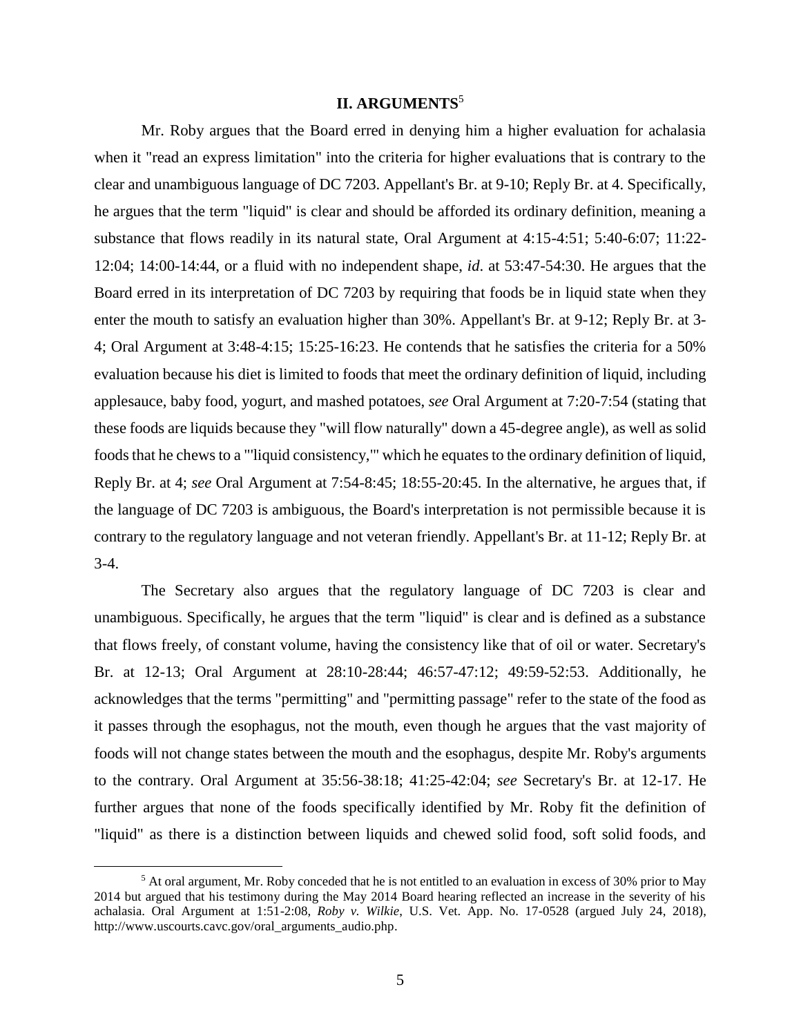## II. ARGUMENTS[5]

Mr. Roby argues that the Board erred in denying him a higher evaluation for achalasia when it "read an express limitation" into the criteria for higher evaluations that is contrary to the clear and unambiguous language of DC 7203. Appellant's Br. at 9-10; Reply Br. at 4. Specifically, he argues that the term "liquid" is clear and should be afforded its ordinary definition, meaning a substance that flows readily in its natural state, Oral Argument at 4:15-4:51; 5:40-6:07; 11:22-12:04; 14:00-14:44, or a fluid with no independent shape, *id*. at 53:47-54:30. He argues that the Board erred in its interpretation of DC 7203 by requiring that foods be in liquid state when they enter the mouth to satisfy an evaluation higher than 30%. Appellant's Br. at 9-12; Reply Br. at 3-4; Oral Argument at 3:48-4:15; 15:25-16:23. He contends that he satisfies the criteria for a 50% evaluation because his diet is limited to foods that meet the ordinary definition of liquid, including applesauce, baby food, yogurt, and mashed potatoes, *see* Oral Argument at 7:20-7:54 (stating that these foods are liquids because they "will flow naturally" down a 45-degree angle), as well as solid foods that he chews to a "'liquid consistency,'" which he equates to the ordinary definition of liquid, Reply Br. at 4; *see* Oral Argument at 7:54-8:45; 18:55-20:45. In the alternative, he argues that, if the language of DC 7203 is ambiguous, the Board's interpretation is not permissible because it is contrary to the regulatory language and not veteran friendly. Appellant's Br. at 11-12; Reply Br. at 3-4.

The Secretary also argues that the regulatory language of DC 7203 is clear and unambiguous. Specifically, he argues that the term "liquid" is clear and is defined as a substance that flows freely, of constant volume, having the consistency like that of oil or water. Secretary's Br. at 12-13; Oral Argument at 28:10-28:44; 46:57-47:12; 49:59-52:53. Additionally, he acknowledges that the terms "permitting" and "permitting passage" refer to the state of the food as it passes through the esophagus, not the mouth, even though he argues that the vast majority of foods will not change states between the mouth and the esophagus, despite Mr. Roby's arguments to the contrary. Oral Argument at 35:56-38:18; 41:25-42:04; *see* Secretary's Br. at 12-17. He further argues that none of the foods specifically identified by Mr. Roby fit the definition of "liquid" as there is a distinction between liquids and chewed solid food, soft solid foods, and

[5] At oral argument, Mr. Roby conceded that he is not entitled to an evaluation in excess of 30% prior to May 2014 but argued that his testimony during the May 2014 Board hearing reflected an increase in the severity of his achalasia. Oral Argument at 1:51-2:08, *Roby v. Wilkie*, U.S. Vet. App. No. 17-0528 (argued July 24, 2018), http://www.uscourts.cavc.gov/oral_arguments_audio.php.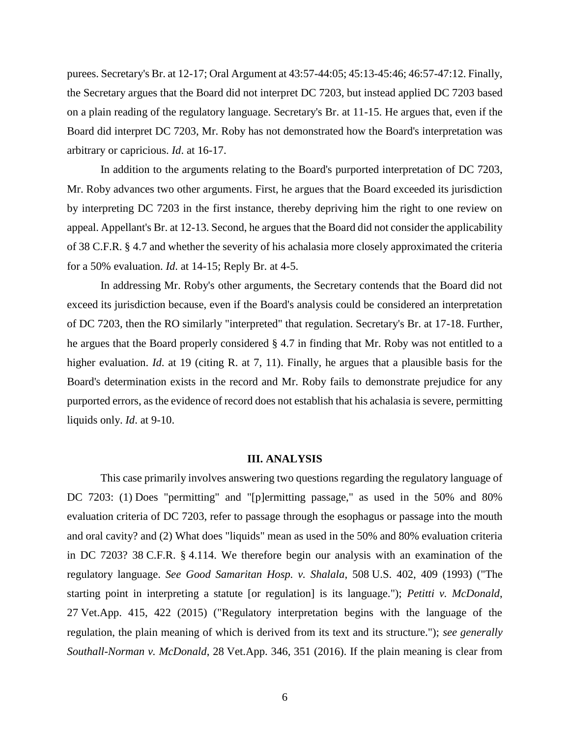purees. Secretary's Br. at 12-17; Oral Argument at 43:57-44:05; 45:13-45:46; 46:57-47:12. Finally, the Secretary argues that the Board did not interpret DC 7203, but instead applied DC 7203 based on a plain reading of the regulatory language. Secretary's Br. at 11-15. He argues that, even if the Board did interpret DC 7203, Mr. Roby has not demonstrated how the Board's interpretation was arbitrary or capricious. *Id*. at 16-17.

In addition to the arguments relating to the Board's purported interpretation of DC 7203, Mr. Roby advances two other arguments. First, he argues that the Board exceeded its jurisdiction by interpreting DC 7203 in the first instance, thereby depriving him the right to one review on appeal. Appellant's Br. at 12-13. Second, he argues that the Board did not consider the applicability of 38 C.F.R. § 4.7 and whether the severity of his achalasia more closely approximated the criteria for a 50% evaluation. *Id*. at 14-15; Reply Br. at 4-5.

In addressing Mr. Roby's other arguments, the Secretary contends that the Board did not exceed its jurisdiction because, even if the Board's analysis could be considered an interpretation of DC 7203, then the RO similarly "interpreted" that regulation. Secretary's Br. at 17-18. Further, he argues that the Board properly considered § 4.7 in finding that Mr. Roby was not entitled to a higher evaluation. *Id*. at 19 (citing R. at 7, 11). Finally, he argues that a plausible basis for the Board's determination exists in the record and Mr. Roby fails to demonstrate prejudice for any purported errors, as the evidence of record does not establish that his achalasia is severe, permitting liquids only. *Id*. at 9-10.

## III. ANALYSIS

This case primarily involves answering two questions regarding the regulatory language of DC 7203: (1) Does "permitting" and "[p]ermitting passage," as used in the 50% and 80% evaluation criteria of DC 7203, refer to passage through the esophagus or passage into the mouth and oral cavity? and (2) What does "liquids" mean as used in the 50% and 80% evaluation criteria in DC 7203? 38 C.F.R. § 4.114. We therefore begin our analysis with an examination of the regulatory language. *See Good Samaritan Hosp. v. Shalala*, 508 U.S. 402, 409 (1993) ("The starting point in interpreting a statute [or regulation] is its language."); *Petitti v. McDonald*, 27 Vet.App. 415, 422 (2015) ("Regulatory interpretation begins with the language of the regulation, the plain meaning of which is derived from its text and its structure."); *see generally Southall-Norman v. McDonald*, 28 Vet.App. 346, 351 (2016). If the plain meaning is clear from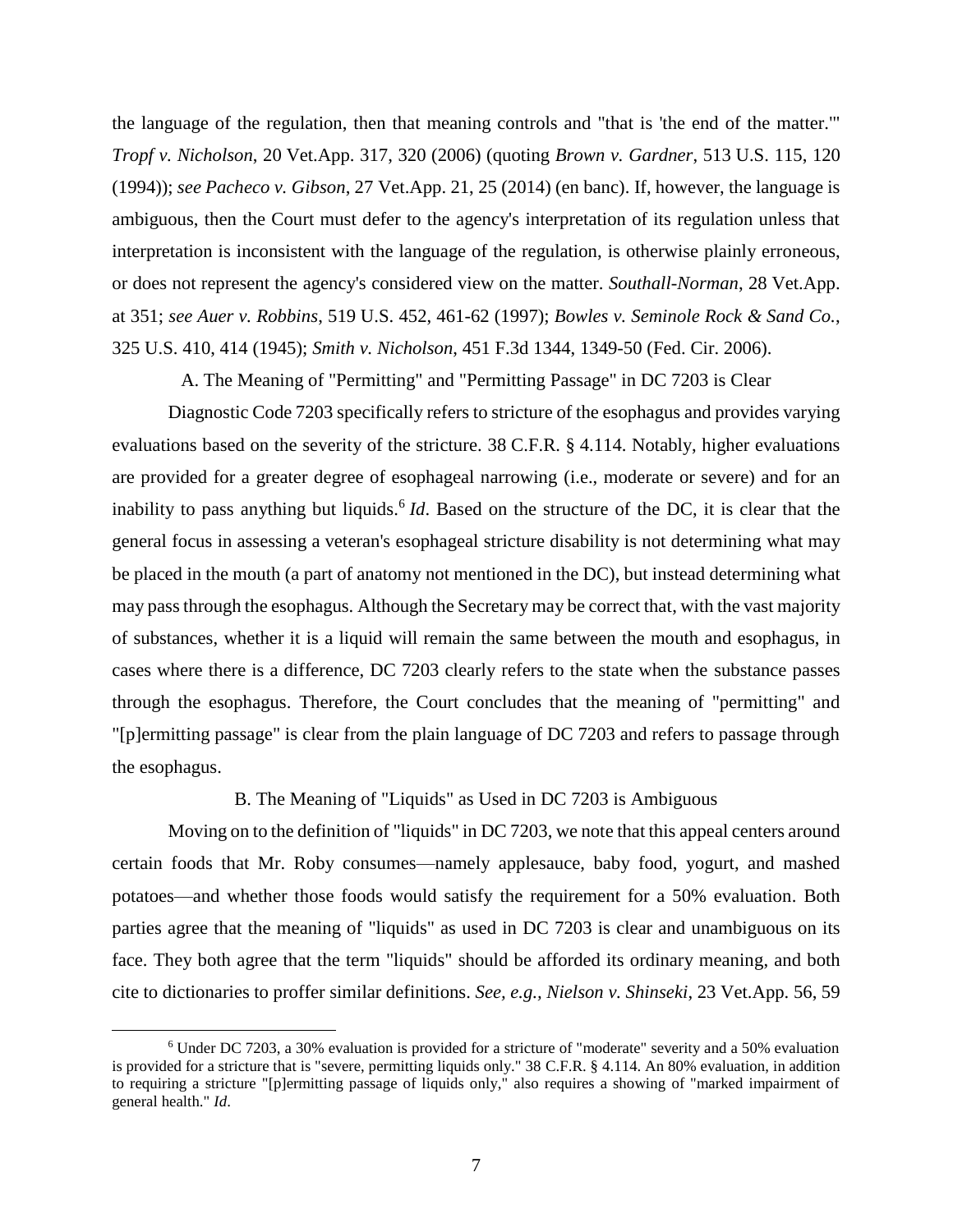the language of the regulation, then that meaning controls and "that is 'the end of the matter.'" *Tropf v. Nicholson*, 20 Vet.App. 317, 320 (2006) (quoting *Brown v. Gardner*, 513 U.S. 115, 120 (1994)); *see Pacheco v. Gibson*, 27 Vet.App. 21, 25 (2014) (en banc). If, however, the language is ambiguous, then the Court must defer to the agency's interpretation of its regulation unless that interpretation is inconsistent with the language of the regulation, is otherwise plainly erroneous, or does not represent the agency's considered view on the matter. *Southall-Norman*, 28 Vet.App. at 351; *see Auer v. Robbins*, 519 U.S. 452, 461-62 (1997); *Bowles v. Seminole Rock & Sand Co.*, 325 U.S. 410, 414 (1945); *Smith v. Nicholson*, 451 F.3d 1344, 1349-50 (Fed. Cir. 2006).

### A. The Meaning of "Permitting" and "Permitting Passage" in DC 7203 is Clear

Diagnostic Code 7203 specifically refers to stricture of the esophagus and provides varying evaluations based on the severity of the stricture. 38 C.F.R. § 4.114. Notably, higher evaluations are provided for a greater degree of esophageal narrowing (i.e., moderate or severe) and for an inability to pass anything but liquids.[6] *Id*. Based on the structure of the DC, it is clear that the general focus in assessing a veteran's esophageal stricture disability is not determining what may be placed in the mouth (a part of anatomy not mentioned in the DC), but instead determining what may pass through the esophagus. Although the Secretary may be correct that, with the vast majority of substances, whether it is a liquid will remain the same between the mouth and esophagus, in cases where there is a difference, DC 7203 clearly refers to the state when the substance passes through the esophagus. Therefore, the Court concludes that the meaning of "permitting" and "[p]ermitting passage" is clear from the plain language of DC 7203 and refers to passage through the esophagus.

### B. The Meaning of "Liquids" as Used in DC 7203 is Ambiguous

Moving on to the definition of "liquids" in DC 7203, we note that this appeal centers around certain foods that Mr. Roby consumes—namely applesauce, baby food, yogurt, and mashed potatoes—and whether those foods would satisfy the requirement for a 50% evaluation. Both parties agree that the meaning of "liquids" as used in DC 7203 is clear and unambiguous on its face. They both agree that the term "liquids" should be afforded its ordinary meaning, and both cite to dictionaries to proffer similar definitions. *See, e.g.*, *Nielson v. Shinseki*, 23 Vet.App. 56, 59

---

[6] Under DC 7203, a 30% evaluation is provided for a stricture of "moderate" severity and a 50% evaluation is provided for a stricture that is "severe, permitting liquids only." 38 C.F.R. § 4.114. An 80% evaluation, in addition to requiring a stricture "[p]ermitting passage of liquids only," also requires a showing of "marked impairment of general health." *Id*.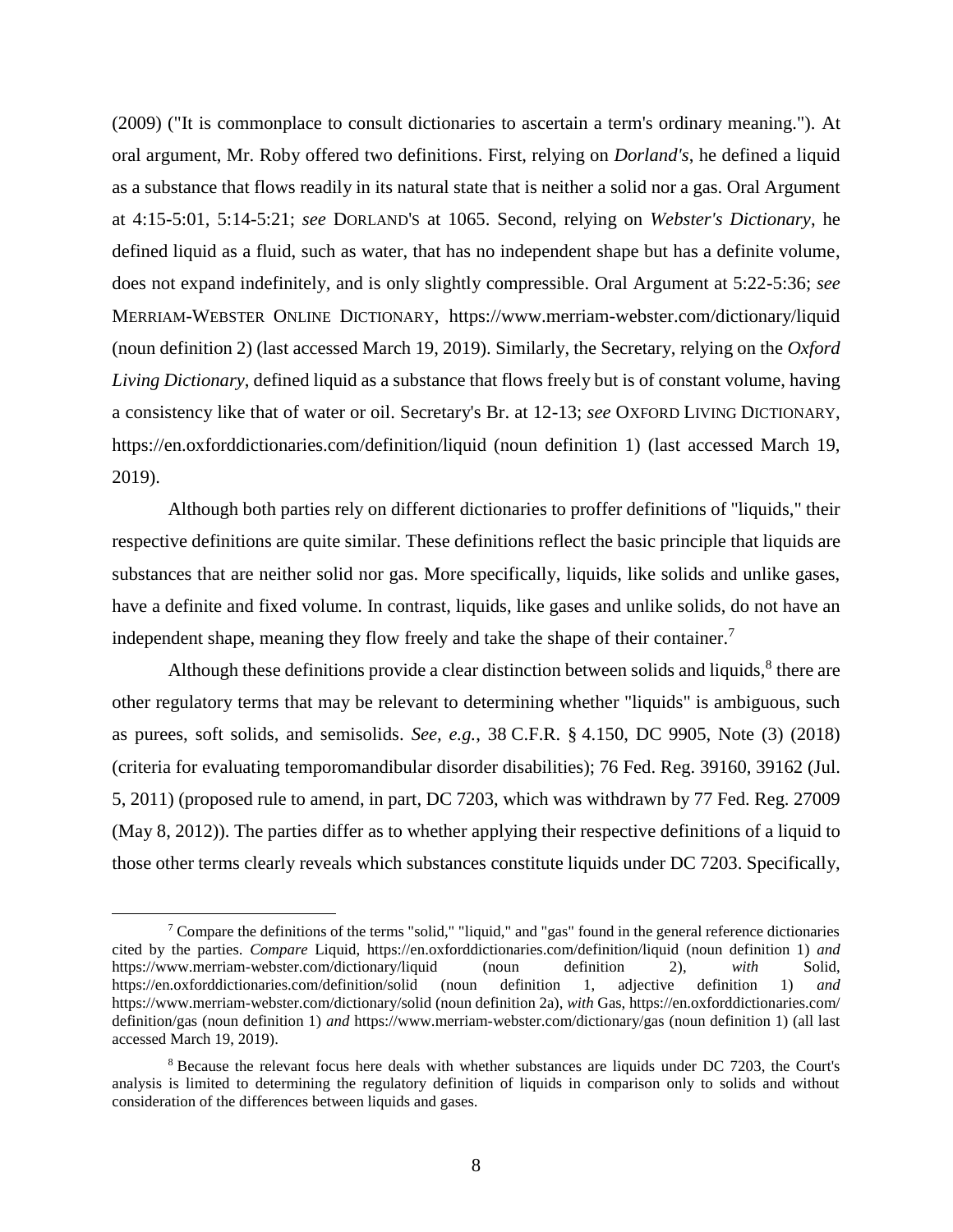(2009) ("It is commonplace to consult dictionaries to ascertain a term's ordinary meaning."). At oral argument, Mr. Roby offered two definitions. First, relying on *Dorland's*, he defined a liquid as a substance that flows readily in its natural state that is neither a solid nor a gas. Oral Argument at 4:15-5:01, 5:14-5:21; *see* DORLAND'S at 1065. Second, relying on *Webster's Dictionary*, he defined liquid as a fluid, such as water, that has no independent shape but has a definite volume, does not expand indefinitely, and is only slightly compressible. Oral Argument at 5:22-5:36; *see* MERRIAM-WEBSTER ONLINE DICTIONARY, https://www.merriam-webster.com/dictionary/liquid (noun definition 2) (last accessed March 19, 2019). Similarly, the Secretary, relying on the *Oxford Living Dictionary*, defined liquid as a substance that flows freely but is of constant volume, having a consistency like that of water or oil. Secretary's Br. at 12-13; *see* OXFORD LIVING DICTIONARY, https://en.oxforddictionaries.com/definition/liquid (noun definition 1) (last accessed March 19, 2019).

Although both parties rely on different dictionaries to proffer definitions of "liquids," their respective definitions are quite similar. These definitions reflect the basic principle that liquids are substances that are neither solid nor gas. More specifically, liquids, like solids and unlike gases, have a definite and fixed volume. In contrast, liquids, like gases and unlike solids, do not have an independent shape, meaning they flow freely and take the shape of their container.[7]

Although these definitions provide a clear distinction between solids and liquids,[8] there are other regulatory terms that may be relevant to determining whether "liquids" is ambiguous, such as purees, soft solids, and semisolids. *See, e.g.*, 38 C.F.R. § 4.150, DC 9905, Note (3) (2018) (criteria for evaluating temporomandibular disorder disabilities); 76 Fed. Reg. 39160, 39162 (Jul. 5, 2011) (proposed rule to amend, in part, DC 7203, which was withdrawn by 77 Fed. Reg. 27009 (May 8, 2012)). The parties differ as to whether applying their respective definitions of a liquid to those other terms clearly reveals which substances constitute liquids under DC 7203. Specifically,

---

[7] Compare the definitions of the terms "solid," "liquid," and "gas" found in the general reference dictionaries cited by the parties. *Compare* Liquid, https://en.oxforddictionaries.com/definition/liquid (noun definition 1) *and* https://www.merriam-webster.com/dictionary/liquid (noun definition 2), *with* Solid, https://en.oxforddictionaries.com/definition/solid (noun definition 1, adjective definition 1) *and* https://www.merriam-webster.com/dictionary/solid (noun definition 2a), *with* Gas, https://en.oxforddictionaries.com/definition/gas (noun definition 1) *and* https://www.merriam-webster.com/dictionary/gas (noun definition 1) (all last accessed March 19, 2019).

[8] Because the relevant focus here deals with whether substances are liquids under DC 7203, the Court's analysis is limited to determining the regulatory definition of liquids in comparison only to solids and without consideration of the differences between liquids and gases.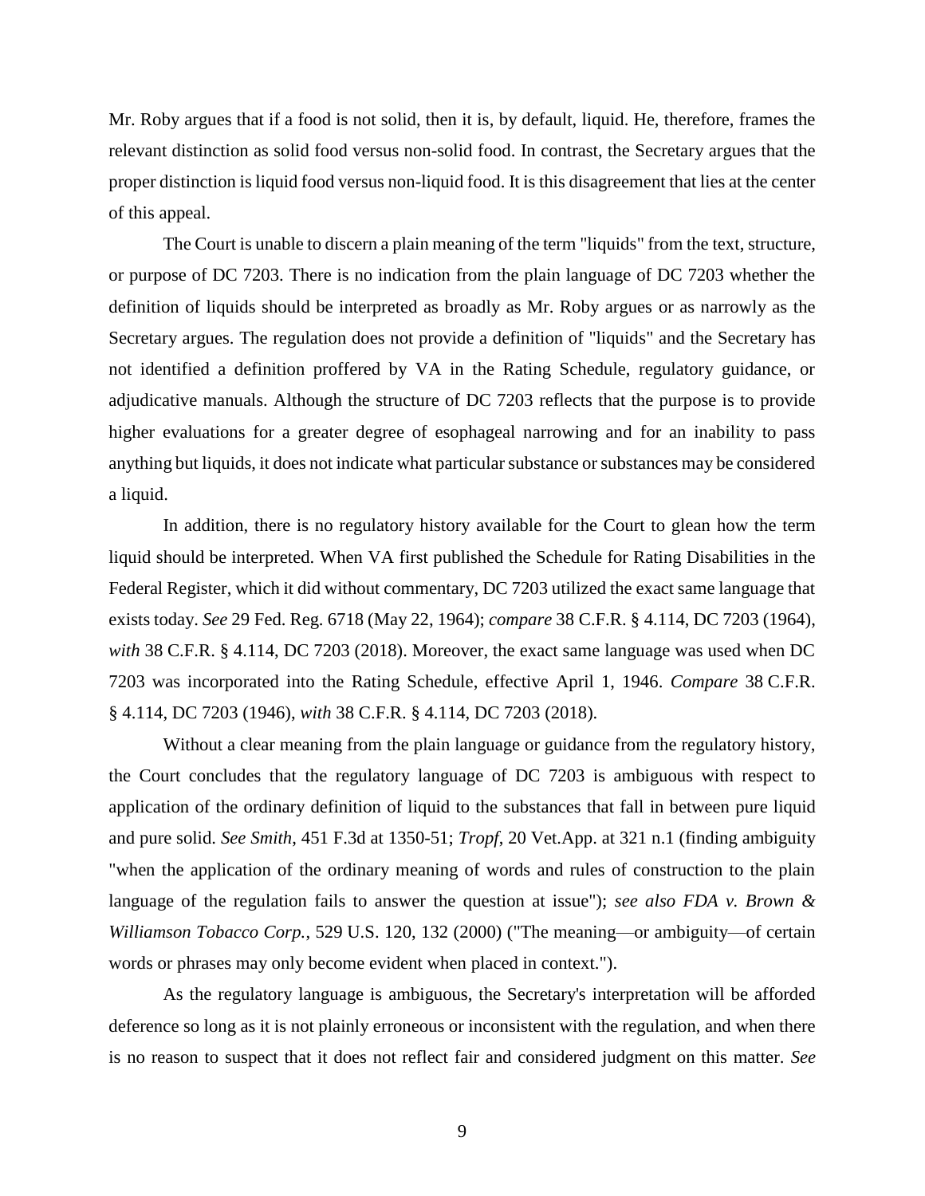Mr. Roby argues that if a food is not solid, then it is, by default, liquid. He, therefore, frames the relevant distinction as solid food versus non-solid food. In contrast, the Secretary argues that the proper distinction is liquid food versus non-liquid food. It is this disagreement that lies at the center of this appeal.

The Court is unable to discern a plain meaning of the term "liquids" from the text, structure, or purpose of DC 7203. There is no indication from the plain language of DC 7203 whether the definition of liquids should be interpreted as broadly as Mr. Roby argues or as narrowly as the Secretary argues. The regulation does not provide a definition of "liquids" and the Secretary has not identified a definition proffered by VA in the Rating Schedule, regulatory guidance, or adjudicative manuals. Although the structure of DC 7203 reflects that the purpose is to provide higher evaluations for a greater degree of esophageal narrowing and for an inability to pass anything but liquids, it does not indicate what particular substance or substances may be considered a liquid.

In addition, there is no regulatory history available for the Court to glean how the term liquid should be interpreted. When VA first published the Schedule for Rating Disabilities in the Federal Register, which it did without commentary, DC 7203 utilized the exact same language that exists today. *See* 29 Fed. Reg. 6718 (May 22, 1964); *compare* 38 C.F.R. § 4.114, DC 7203 (1964), *with* 38 C.F.R. § 4.114, DC 7203 (2018). Moreover, the exact same language was used when DC 7203 was incorporated into the Rating Schedule, effective April 1, 1946. *Compare* 38 C.F.R. § 4.114, DC 7203 (1946), *with* 38 C.F.R. § 4.114, DC 7203 (2018).

Without a clear meaning from the plain language or guidance from the regulatory history, the Court concludes that the regulatory language of DC 7203 is ambiguous with respect to application of the ordinary definition of liquid to the substances that fall in between pure liquid and pure solid. *See Smith*, 451 F.3d at 1350-51; *Tropf*, 20 Vet.App. at 321 n.1 (finding ambiguity "when the application of the ordinary meaning of words and rules of construction to the plain language of the regulation fails to answer the question at issue"); *see also FDA v. Brown & Williamson Tobacco Corp.*, 529 U.S. 120, 132 (2000) ("The meaning—or ambiguity—of certain words or phrases may only become evident when placed in context.").

As the regulatory language is ambiguous, the Secretary's interpretation will be afforded deference so long as it is not plainly erroneous or inconsistent with the regulation, and when there is no reason to suspect that it does not reflect fair and considered judgment on this matter. *See*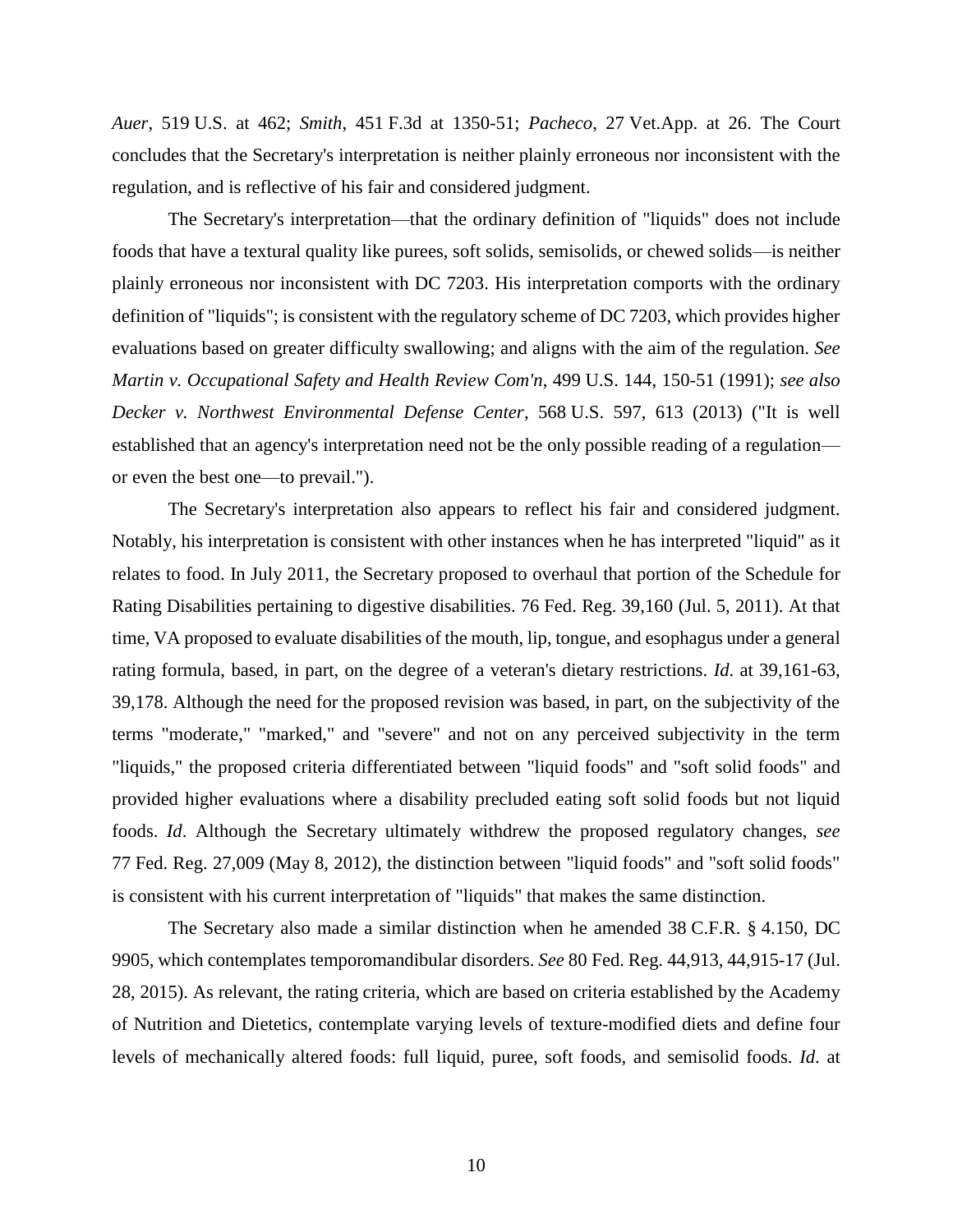*Auer*, 519 U.S. at 462; *Smith*, 451 F.3d at 1350-51; *Pacheco*, 27 Vet.App. at 26. The Court concludes that the Secretary's interpretation is neither plainly erroneous nor inconsistent with the regulation, and is reflective of his fair and considered judgment.

The Secretary's interpretation—that the ordinary definition of "liquids" does not include foods that have a textural quality like purees, soft solids, semisolids, or chewed solids—is neither plainly erroneous nor inconsistent with DC 7203. His interpretation comports with the ordinary definition of "liquids"; is consistent with the regulatory scheme of DC 7203, which provides higher evaluations based on greater difficulty swallowing; and aligns with the aim of the regulation. *See Martin v. Occupational Safety and Health Review Com'n*, 499 U.S. 144, 150-51 (1991); *see also Decker v. Northwest Environmental Defense Center*, 568 U.S. 597, 613 (2013) ("It is well established that an agency's interpretation need not be the only possible reading of a regulation—or even the best one—to prevail.").

The Secretary's interpretation also appears to reflect his fair and considered judgment. Notably, his interpretation is consistent with other instances when he has interpreted "liquid" as it relates to food. In July 2011, the Secretary proposed to overhaul that portion of the Schedule for Rating Disabilities pertaining to digestive disabilities. 76 Fed. Reg. 39,160 (Jul. 5, 2011). At that time, VA proposed to evaluate disabilities of the mouth, lip, tongue, and esophagus under a general rating formula, based, in part, on the degree of a veteran's dietary restrictions. *Id*. at 39,161-63, 39,178. Although the need for the proposed revision was based, in part, on the subjectivity of the terms "moderate," "marked," and "severe" and not on any perceived subjectivity in the term "liquids," the proposed criteria differentiated between "liquid foods" and "soft solid foods" and provided higher evaluations where a disability precluded eating soft solid foods but not liquid foods. *Id*. Although the Secretary ultimately withdrew the proposed regulatory changes, *see* 77 Fed. Reg. 27,009 (May 8, 2012), the distinction between "liquid foods" and "soft solid foods" is consistent with his current interpretation of "liquids" that makes the same distinction.

The Secretary also made a similar distinction when he amended 38 C.F.R. § 4.150, DC 9905, which contemplates temporomandibular disorders. *See* 80 Fed. Reg. 44,913, 44,915-17 (Jul. 28, 2015). As relevant, the rating criteria, which are based on criteria established by the Academy of Nutrition and Dietetics, contemplate varying levels of texture-modified diets and define four levels of mechanically altered foods: full liquid, puree, soft foods, and semisolid foods. *Id*. at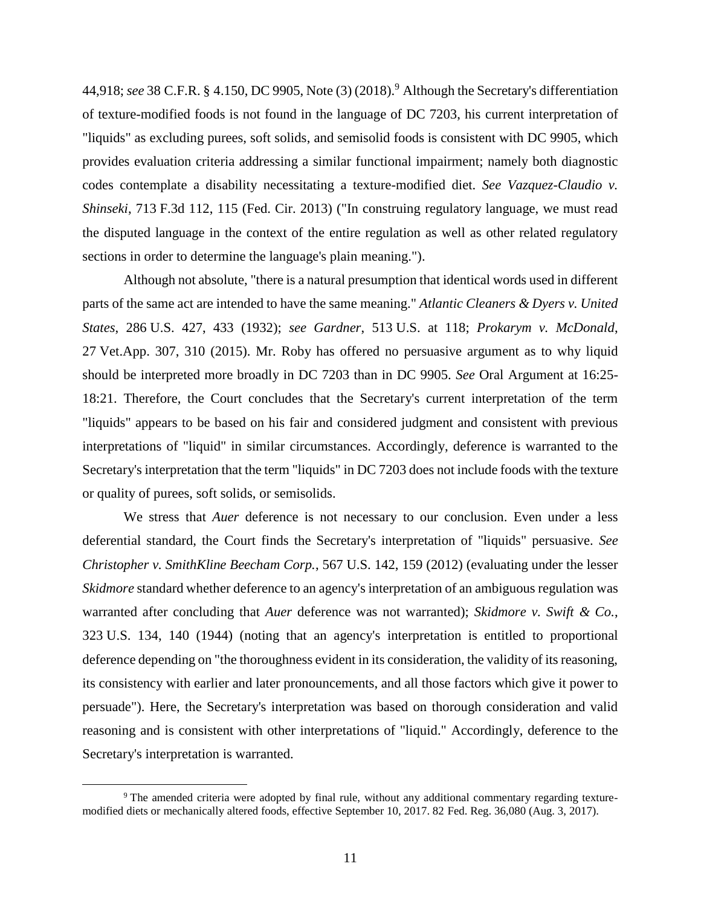44,918; *see* 38 C.F.R. § 4.150, DC 9905, Note (3) (2018).[9] Although the Secretary's differentiation of texture-modified foods is not found in the language of DC 7203, his current interpretation of "liquids" as excluding purees, soft solids, and semisolid foods is consistent with DC 9905, which provides evaluation criteria addressing a similar functional impairment; namely both diagnostic codes contemplate a disability necessitating a texture-modified diet. *See Vazquez-Claudio v. Shinseki*, 713 F.3d 112, 115 (Fed. Cir. 2013) ("In construing regulatory language, we must read the disputed language in the context of the entire regulation as well as other related regulatory sections in order to determine the language's plain meaning.").

Although not absolute, "there is a natural presumption that identical words used in different parts of the same act are intended to have the same meaning." *Atlantic Cleaners & Dyers v. United States*, 286 U.S. 427, 433 (1932); *see Gardner*, 513 U.S. at 118; *Prokarym v. McDonald*, 27 Vet.App. 307, 310 (2015). Mr. Roby has offered no persuasive argument as to why liquid should be interpreted more broadly in DC 7203 than in DC 9905. *See* Oral Argument at 16:25-18:21. Therefore, the Court concludes that the Secretary's current interpretation of the term "liquids" appears to be based on his fair and considered judgment and consistent with previous interpretations of "liquid" in similar circumstances. Accordingly, deference is warranted to the Secretary's interpretation that the term "liquids" in DC 7203 does not include foods with the texture or quality of purees, soft solids, or semisolids.

We stress that *Auer* deference is not necessary to our conclusion. Even under a less deferential standard, the Court finds the Secretary's interpretation of "liquids" persuasive. *See Christopher v. SmithKline Beecham Corp.*, 567 U.S. 142, 159 (2012) (evaluating under the lesser *Skidmore* standard whether deference to an agency's interpretation of an ambiguous regulation was warranted after concluding that *Auer* deference was not warranted); *Skidmore v. Swift & Co.*, 323 U.S. 134, 140 (1944) (noting that an agency's interpretation is entitled to proportional deference depending on "the thoroughness evident in its consideration, the validity of its reasoning, its consistency with earlier and later pronouncements, and all those factors which give it power to persuade"). Here, the Secretary's interpretation was based on thorough consideration and valid reasoning and is consistent with other interpretations of "liquid." Accordingly, deference to the Secretary's interpretation is warranted.

---

[9] The amended criteria were adopted by final rule, without any additional commentary regarding texture-modified diets or mechanically altered foods, effective September 10, 2017. 82 Fed. Reg. 36,080 (Aug. 3, 2017).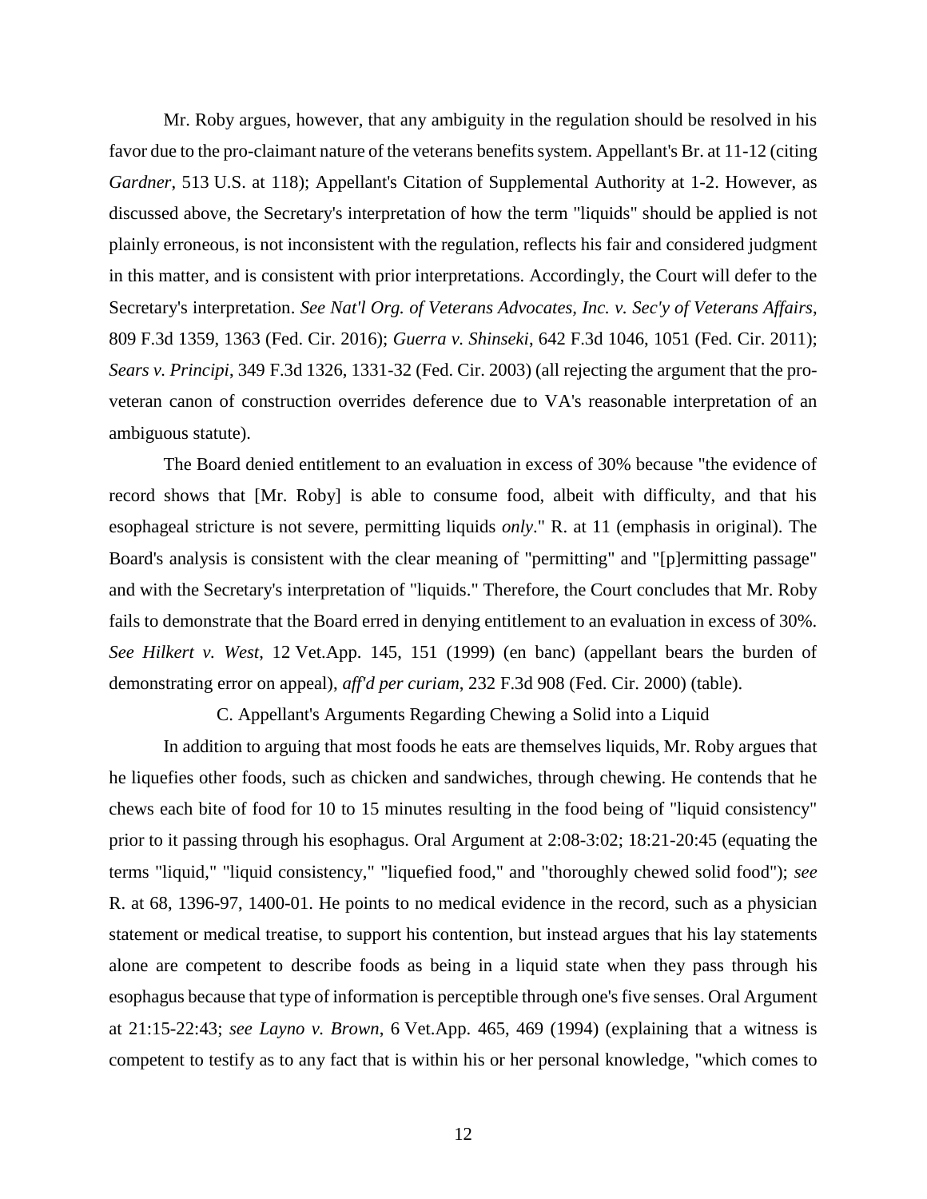Mr. Roby argues, however, that any ambiguity in the regulation should be resolved in his favor due to the pro-claimant nature of the veterans benefits system. Appellant's Br. at 11-12 (citing *Gardner*, 513 U.S. at 118); Appellant's Citation of Supplemental Authority at 1-2. However, as discussed above, the Secretary's interpretation of how the term "liquids" should be applied is not plainly erroneous, is not inconsistent with the regulation, reflects his fair and considered judgment in this matter, and is consistent with prior interpretations. Accordingly, the Court will defer to the Secretary's interpretation. *See Nat'l Org. of Veterans Advocates, Inc. v. Sec'y of Veterans Affairs*, 809 F.3d 1359, 1363 (Fed. Cir. 2016); *Guerra v. Shinseki*, 642 F.3d 1046, 1051 (Fed. Cir. 2011); *Sears v. Principi*, 349 F.3d 1326, 1331-32 (Fed. Cir. 2003) (all rejecting the argument that the pro-veteran canon of construction overrides deference due to VA's reasonable interpretation of an ambiguous statute).

The Board denied entitlement to an evaluation in excess of 30% because "the evidence of record shows that [Mr. Roby] is able to consume food, albeit with difficulty, and that his esophageal stricture is not severe, permitting liquids *only*." R. at 11 (emphasis in original). The Board's analysis is consistent with the clear meaning of "permitting" and "[p]ermitting passage" and with the Secretary's interpretation of "liquids." Therefore, the Court concludes that Mr. Roby fails to demonstrate that the Board erred in denying entitlement to an evaluation in excess of 30%. *See Hilkert v. West*, 12 Vet.App. 145, 151 (1999) (en banc) (appellant bears the burden of demonstrating error on appeal), *aff'd per curiam*, 232 F.3d 908 (Fed. Cir. 2000) (table).

### C. Appellant's Arguments Regarding Chewing a Solid into a Liquid

In addition to arguing that most foods he eats are themselves liquids, Mr. Roby argues that he liquefies other foods, such as chicken and sandwiches, through chewing. He contends that he chews each bite of food for 10 to 15 minutes resulting in the food being of "liquid consistency" prior to it passing through his esophagus. Oral Argument at 2:08-3:02; 18:21-20:45 (equating the terms "liquid," "liquid consistency," "liquefied food," and "thoroughly chewed solid food"); *see* R. at 68, 1396-97, 1400-01. He points to no medical evidence in the record, such as a physician statement or medical treatise, to support his contention, but instead argues that his lay statements alone are competent to describe foods as being in a liquid state when they pass through his esophagus because that type of information is perceptible through one's five senses. Oral Argument at 21:15-22:43; *see Layno v. Brown*, 6 Vet.App. 465, 469 (1994) (explaining that a witness is competent to testify as to any fact that is within his or her personal knowledge, "which comes to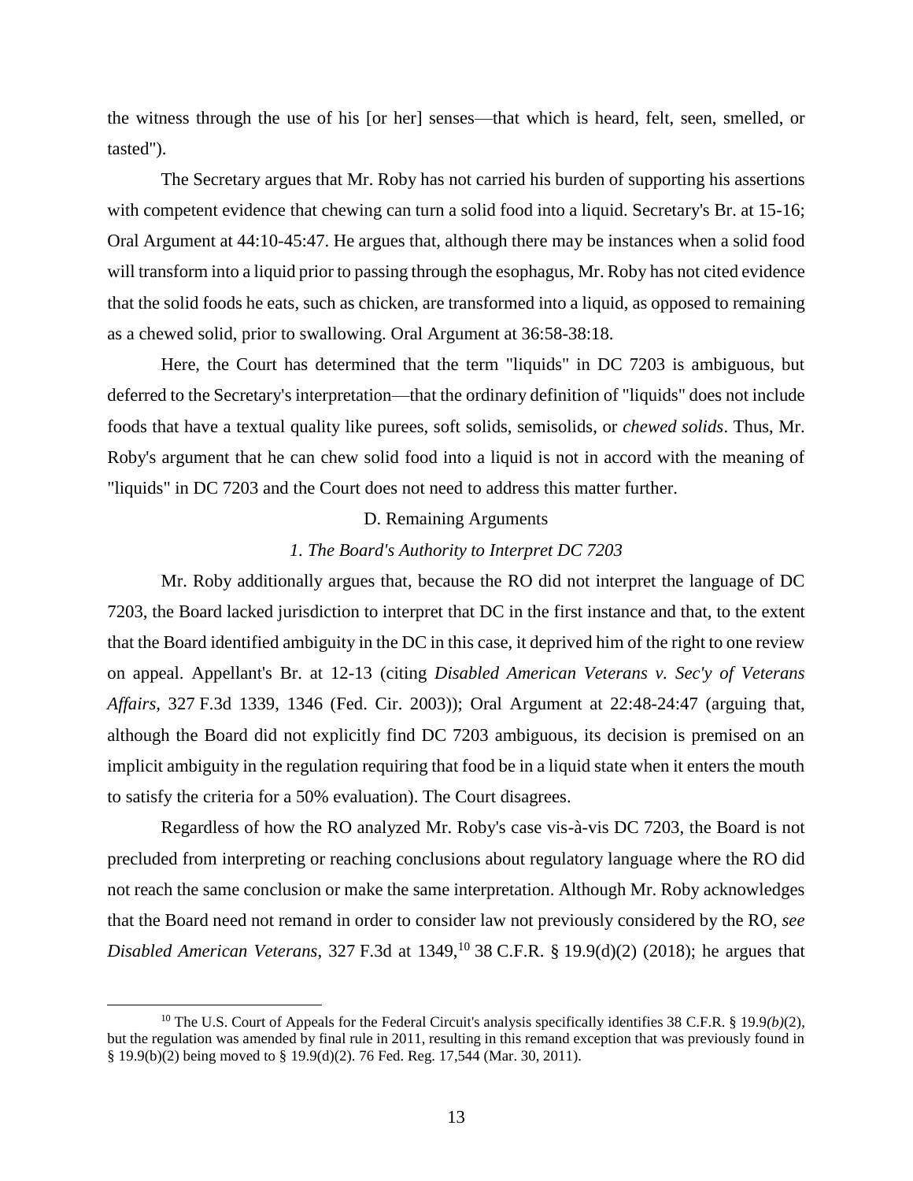the witness through the use of his [or her] senses—that which is heard, felt, seen, smelled, or tasted").

The Secretary argues that Mr. Roby has not carried his burden of supporting his assertions with competent evidence that chewing can turn a solid food into a liquid. Secretary's Br. at 15-16; Oral Argument at 44:10-45:47. He argues that, although there may be instances when a solid food will transform into a liquid prior to passing through the esophagus, Mr. Roby has not cited evidence that the solid foods he eats, such as chicken, are transformed into a liquid, as opposed to remaining as a chewed solid, prior to swallowing. Oral Argument at 36:58-38:18.

Here, the Court has determined that the term "liquids" in DC 7203 is ambiguous, but deferred to the Secretary's interpretation—that the ordinary definition of "liquids" does not include foods that have a textual quality like purees, soft solids, semisolids, or *chewed solids*. Thus, Mr. Roby's argument that he can chew solid food into a liquid is not in accord with the meaning of "liquids" in DC 7203 and the Court does not need to address this matter further.

D. Remaining Arguments

*1. The Board's Authority to Interpret DC 7203*

Mr. Roby additionally argues that, because the RO did not interpret the language of DC 7203, the Board lacked jurisdiction to interpret that DC in the first instance and that, to the extent that the Board identified ambiguity in the DC in this case, it deprived him of the right to one review on appeal. Appellant's Br. at 12-13 (citing *Disabled American Veterans v. Sec'y of Veterans Affairs*, 327 F.3d 1339, 1346 (Fed. Cir. 2003)); Oral Argument at 22:48-24:47 (arguing that, although the Board did not explicitly find DC 7203 ambiguous, its decision is premised on an implicit ambiguity in the regulation requiring that food be in a liquid state when it enters the mouth to satisfy the criteria for a 50% evaluation). The Court disagrees.

Regardless of how the RO analyzed Mr. Roby's case vis-à-vis DC 7203, the Board is not precluded from interpreting or reaching conclusions about regulatory language where the RO did not reach the same conclusion or make the same interpretation. Although Mr. Roby acknowledges that the Board need not remand in order to consider law not previously considered by the RO, *see Disabled American Veterans*, 327 F.3d at 1349,[10] 38 C.F.R. § 19.9(d)(2) (2018); he argues that

[10] The U.S. Court of Appeals for the Federal Circuit's analysis specifically identifies 38 C.F.R. § 19.9*(b)*(2), but the regulation was amended by final rule in 2011, resulting in this remand exception that was previously found in § 19.9(b)(2) being moved to § 19.9(d)(2). 76 Fed. Reg. 17,544 (Mar. 30, 2011).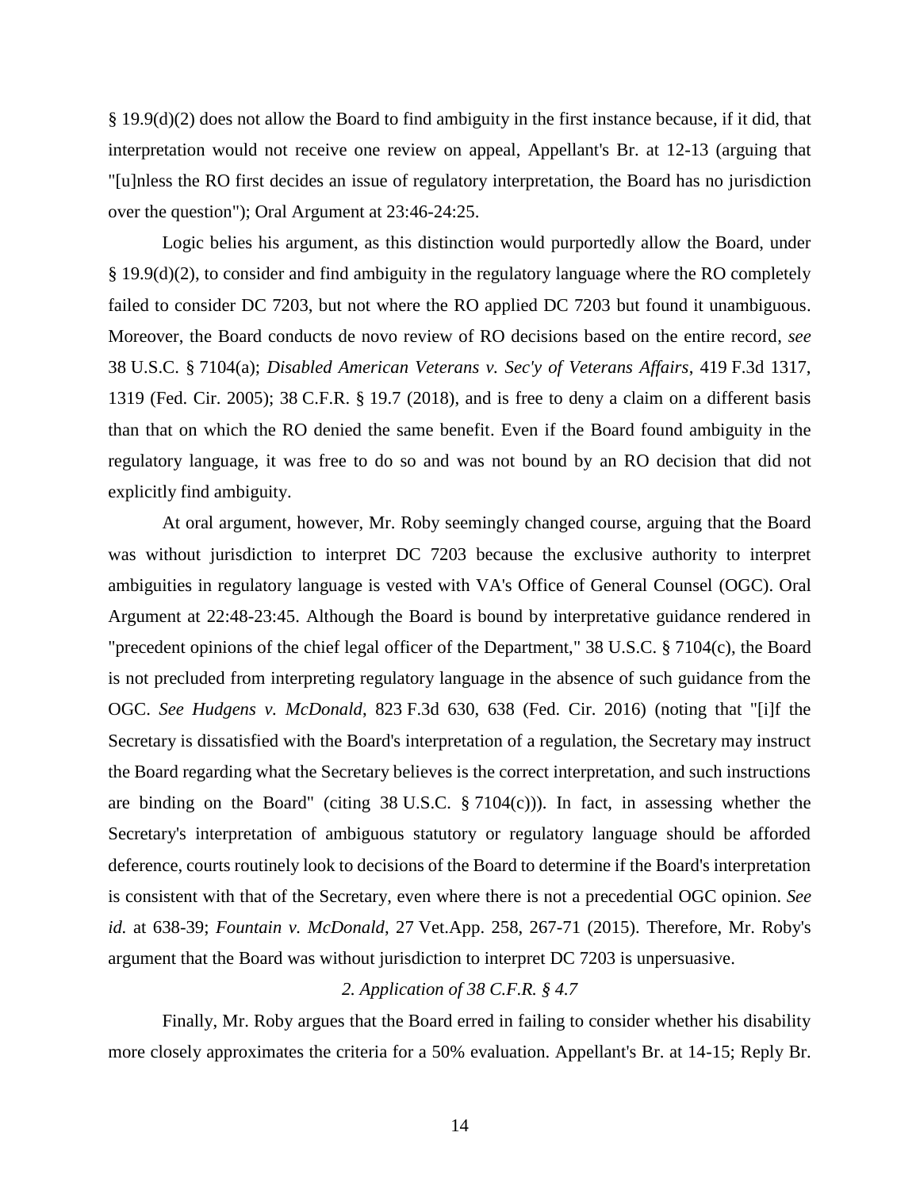§ 19.9(d)(2) does not allow the Board to find ambiguity in the first instance because, if it did, that interpretation would not receive one review on appeal, Appellant's Br. at 12-13 (arguing that "[u]nless the RO first decides an issue of regulatory interpretation, the Board has no jurisdiction over the question"); Oral Argument at 23:46-24:25.

Logic belies his argument, as this distinction would purportedly allow the Board, under § 19.9(d)(2), to consider and find ambiguity in the regulatory language where the RO completely failed to consider DC 7203, but not where the RO applied DC 7203 but found it unambiguous. Moreover, the Board conducts de novo review of RO decisions based on the entire record, *see* 38 U.S.C. § 7104(a); *Disabled American Veterans v. Sec'y of Veterans Affairs*, 419 F.3d 1317, 1319 (Fed. Cir. 2005); 38 C.F.R. § 19.7 (2018), and is free to deny a claim on a different basis than that on which the RO denied the same benefit. Even if the Board found ambiguity in the regulatory language, it was free to do so and was not bound by an RO decision that did not explicitly find ambiguity.

At oral argument, however, Mr. Roby seemingly changed course, arguing that the Board was without jurisdiction to interpret DC 7203 because the exclusive authority to interpret ambiguities in regulatory language is vested with VA's Office of General Counsel (OGC). Oral Argument at 22:48-23:45. Although the Board is bound by interpretative guidance rendered in "precedent opinions of the chief legal officer of the Department," 38 U.S.C. § 7104(c), the Board is not precluded from interpreting regulatory language in the absence of such guidance from the OGC. *See Hudgens v. McDonald*, 823 F.3d 630, 638 (Fed. Cir. 2016) (noting that "[i]f the Secretary is dissatisfied with the Board's interpretation of a regulation, the Secretary may instruct the Board regarding what the Secretary believes is the correct interpretation, and such instructions are binding on the Board" (citing 38 U.S.C. § 7104(c))). In fact, in assessing whether the Secretary's interpretation of ambiguous statutory or regulatory language should be afforded deference, courts routinely look to decisions of the Board to determine if the Board's interpretation is consistent with that of the Secretary, even where there is not a precedential OGC opinion. *See id.* at 638-39; *Fountain v. McDonald*, 27 Vet.App. 258, 267-71 (2015). Therefore, Mr. Roby's argument that the Board was without jurisdiction to interpret DC 7203 is unpersuasive.

*2. Application of 38 C.F.R. § 4.7*

Finally, Mr. Roby argues that the Board erred in failing to consider whether his disability more closely approximates the criteria for a 50% evaluation. Appellant's Br. at 14-15; Reply Br.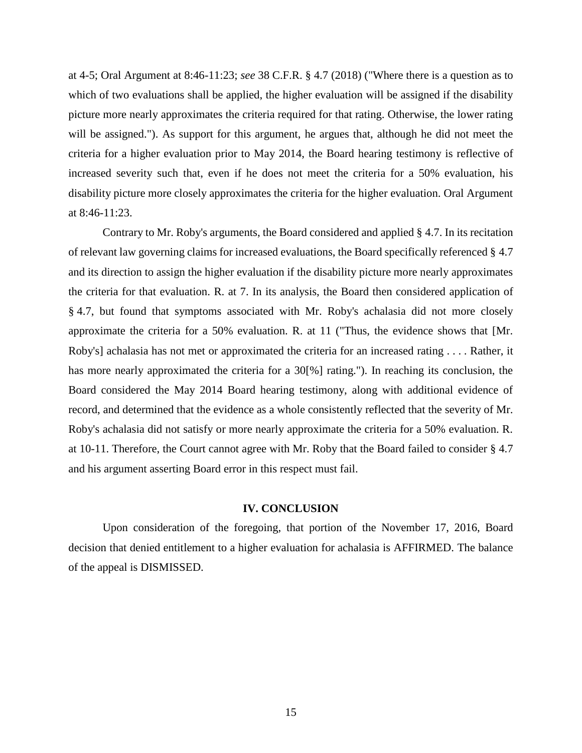at 4-5; Oral Argument at 8:46-11:23; *see* 38 C.F.R. § 4.7 (2018) ("Where there is a question as to which of two evaluations shall be applied, the higher evaluation will be assigned if the disability picture more nearly approximates the criteria required for that rating. Otherwise, the lower rating will be assigned."). As support for this argument, he argues that, although he did not meet the criteria for a higher evaluation prior to May 2014, the Board hearing testimony is reflective of increased severity such that, even if he does not meet the criteria for a 50% evaluation, his disability picture more closely approximates the criteria for the higher evaluation. Oral Argument at 8:46-11:23.

Contrary to Mr. Roby's arguments, the Board considered and applied § 4.7. In its recitation of relevant law governing claims for increased evaluations, the Board specifically referenced § 4.7 and its direction to assign the higher evaluation if the disability picture more nearly approximates the criteria for that evaluation. R. at 7. In its analysis, the Board then considered application of § 4.7, but found that symptoms associated with Mr. Roby's achalasia did not more closely approximate the criteria for a 50% evaluation. R. at 11 ("Thus, the evidence shows that [Mr. Roby's] achalasia has not met or approximated the criteria for an increased rating . . . . Rather, it has more nearly approximated the criteria for a 30[%] rating."). In reaching its conclusion, the Board considered the May 2014 Board hearing testimony, along with additional evidence of record, and determined that the evidence as a whole consistently reflected that the severity of Mr. Roby's achalasia did not satisfy or more nearly approximate the criteria for a 50% evaluation. R. at 10-11. Therefore, the Court cannot agree with Mr. Roby that the Board failed to consider § 4.7 and his argument asserting Board error in this respect must fail.

## IV. CONCLUSION

Upon consideration of the foregoing, that portion of the November 17, 2016, Board decision that denied entitlement to a higher evaluation for achalasia is AFFIRMED. The balance of the appeal is DISMISSED.